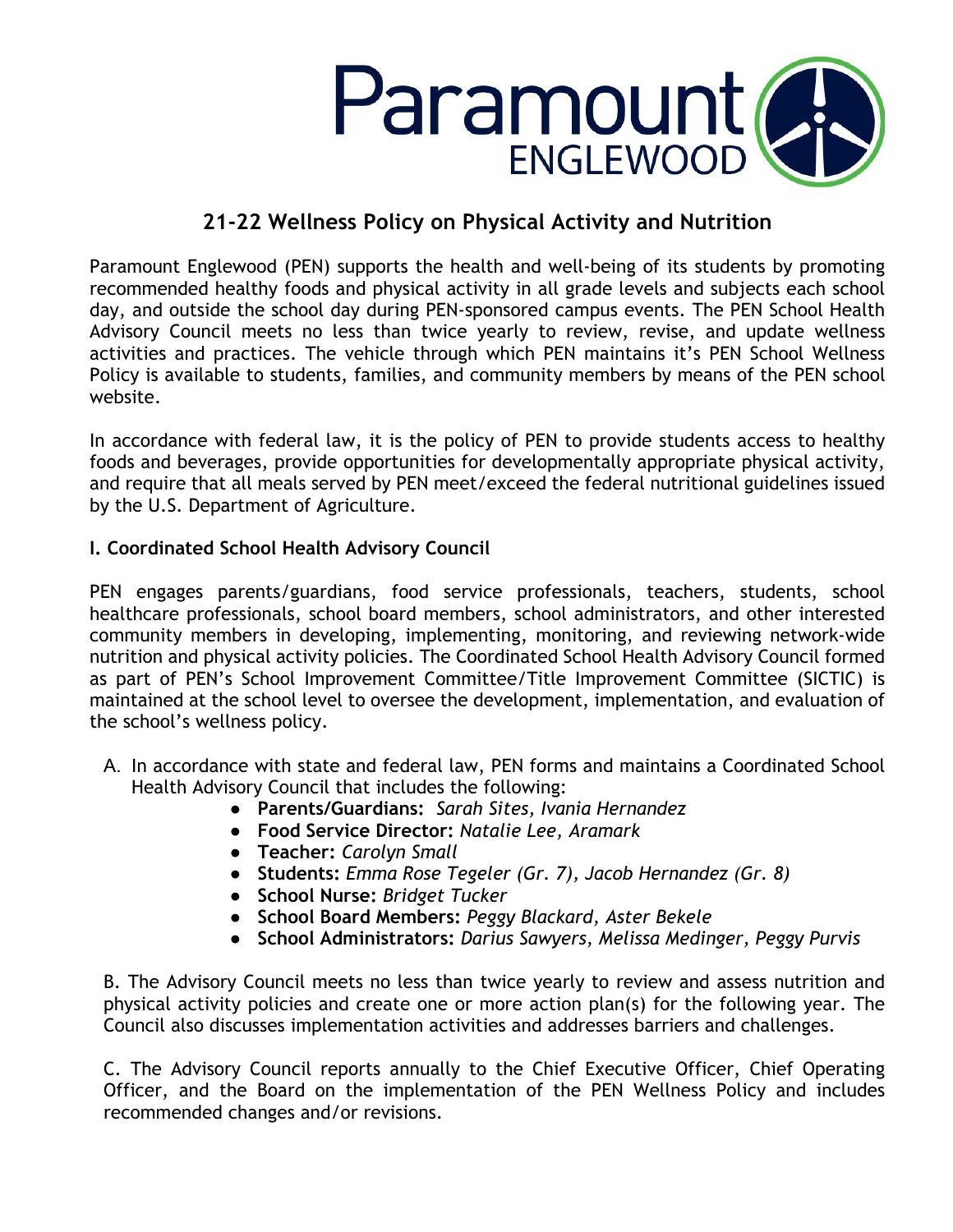# 21-22 Wellness Policy on Physical Activity and Nutrition

Paramount Englewood (PEN) supports the health and well-being of its students by promoting recommended healthy foods and physical activity in all grade levels and subjects each school day, and outside the school day during PEN-sponsored campus events. The PEN School Health Advisory Council meets no less than twice yearly to review, revise, and update wellness activities and practices. The vehicle through which PEN maintains it's PEN School Wellness Policy is available to students, families, and community members by means of the PEN school website.

In accordance with federal law, it is the policy of PEN to provide students access to healthy foods and beverages, provide opportunities for developmentally appropriate physical activity, and require that all meals served by PEN meet/exceed the federal nutritional guidelines issued by the U.S. Department of Agriculture.

### I. Coordinated School Health Advisory Council

PEN engages parents/guardians, food service professionals, teachers, students, school healthcare professionals, school board members, school administrators, and other interested community members in developing, implementing, monitoring, and reviewing network-wide nutrition and physical activity policies. The Coordinated School Health Advisory Council formed as part of PEN's School Improvement Committee/Title Improvement Committee (SICTIC) is maintained at the school level to oversee the development, implementation, and evaluation of the school's wellness policy.

A. In accordance with state and federal law, PEN forms and maintains a Coordinated School Health Advisory Council that includes the following:

- **Parents/Guardians:** *Sarah Sites, Ivania Hernandez*
- **Food Service Director:** *Natalie Lee, Aramark*
- **Teacher:** *Carolyn Small*
- **Students:** *Emma Rose Tegeler (Gr. 7), Jacob Hernandez (Gr. 8)*
- **School Nurse:** *Bridget Tucker*
- **School Board Members:** *Peggy Blackard, Aster Bekele*
- **School Administrators:** *Darius Sawyers, Melissa Medinger, Peggy Purvis*

B. The Advisory Council meets no less than twice yearly to review and assess nutrition and physical activity policies and create one or more action plan(s) for the following year. The Council also discusses implementation activities and addresses barriers and challenges.

C. The Advisory Council reports annually to the Chief Executive Officer, Chief Operating Officer, and the Board on the implementation of the PEN Wellness Policy and includes recommended changes and/or revisions.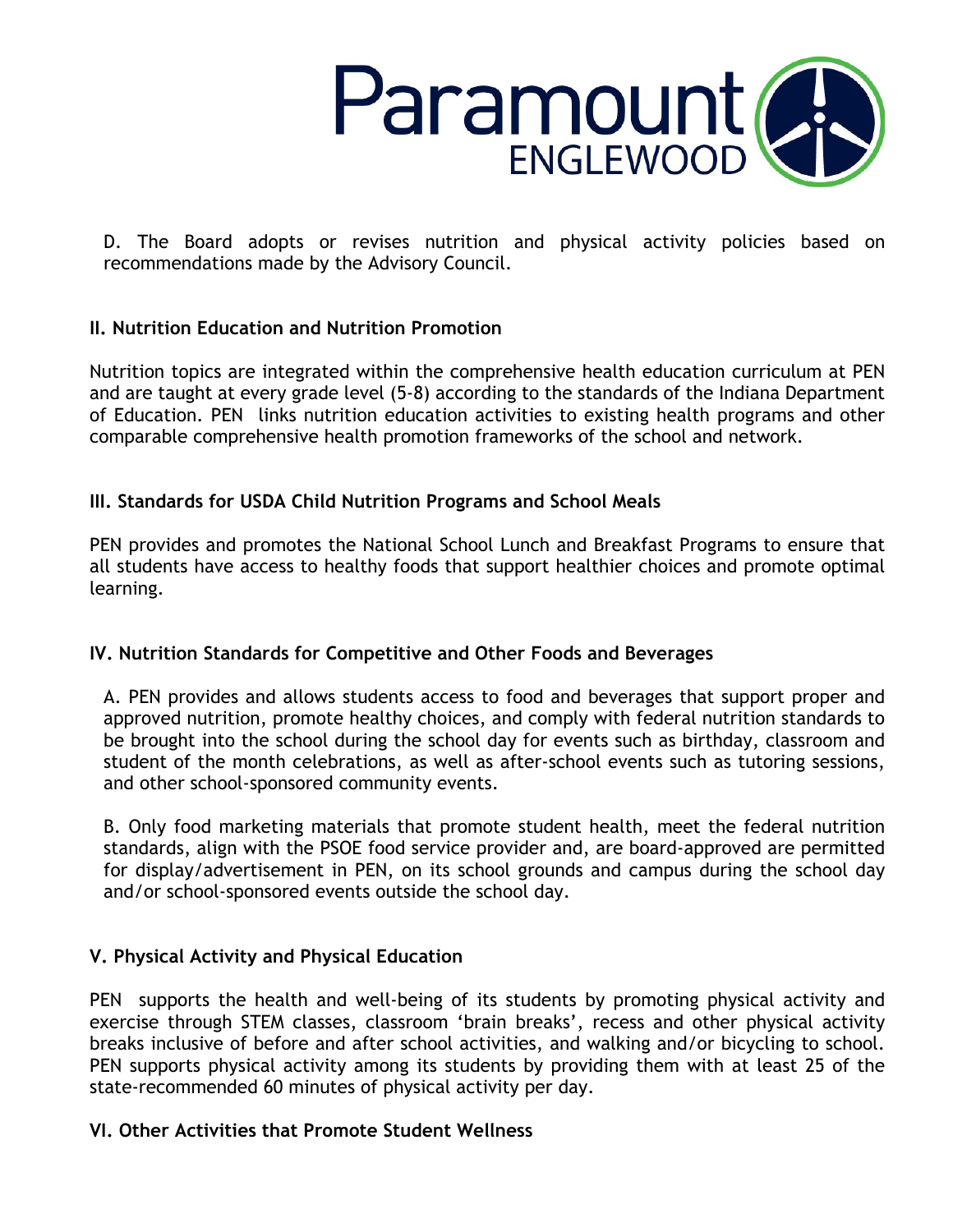D. The Board adopts or revises nutrition and physical activity policies based on recommendations made by the Advisory Council.

### II. Nutrition Education and Nutrition Promotion

Nutrition topics are integrated within the comprehensive health education curriculum at PEN and are taught at every grade level (5-8) according to the standards of the Indiana Department of Education. PEN links nutrition education activities to existing health programs and other comparable comprehensive health promotion frameworks of the school and network.

### III. Standards for USDA Child Nutrition Programs and School Meals

PEN provides and promotes the National School Lunch and Breakfast Programs to ensure that all students have access to healthy foods that support healthier choices and promote optimal learning.

### IV. Nutrition Standards for Competitive and Other Foods and Beverages

A. PEN provides and allows students access to food and beverages that support proper and approved nutrition, promote healthy choices, and comply with federal nutrition standards to be brought into the school during the school day for events such as birthday, classroom and student of the month celebrations, as well as after-school events such as tutoring sessions, and other school-sponsored community events.

B. Only food marketing materials that promote student health, meet the federal nutrition standards, align with the PSOE food service provider and, are board-approved are permitted for display/advertisement in PEN, on its school grounds and campus during the school day and/or school-sponsored events outside the school day.

### V. Physical Activity and Physical Education

PEN supports the health and well-being of its students by promoting physical activity and exercise through STEM classes, classroom 'brain breaks', recess and other physical activity breaks inclusive of before and after school activities, and walking and/or bicycling to school. PEN supports physical activity among its students by providing them with at least 25 of the state-recommended 60 minutes of physical activity per day.

### VI. Other Activities that Promote Student Wellness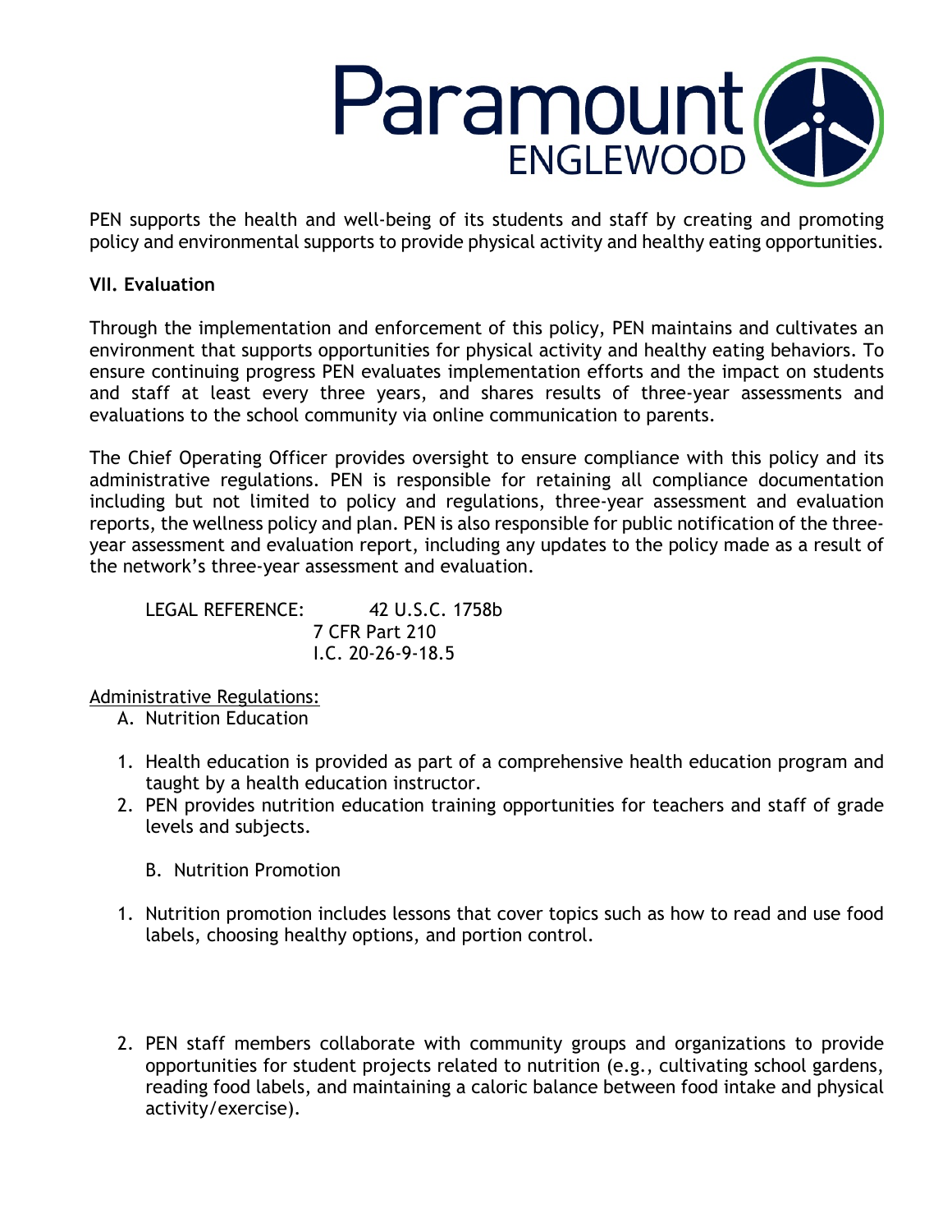PEN supports the health and well-being of its students and staff by creating and promoting policy and environmental supports to provide physical activity and healthy eating opportunities.

**VII. Evaluation**

Through the implementation and enforcement of this policy, PEN maintains and cultivates an environment that supports opportunities for physical activity and healthy eating behaviors. To ensure continuing progress PEN evaluates implementation efforts and the impact on students and staff at least every three years, and shares results of three-year assessments and evaluations to the school community via online communication to parents.

The Chief Operating Officer provides oversight to ensure compliance with this policy and its administrative regulations. PEN is responsible for retaining all compliance documentation including but not limited to policy and regulations, three-year assessment and evaluation reports, the wellness policy and plan. PEN is also responsible for public notification of the three-year assessment and evaluation report, including any updates to the policy made as a result of the network's three-year assessment and evaluation.

LEGAL REFERENCE: 42 U.S.C. 1758b
7 CFR Part 210
I.C. 20-26-9-18.5

Administrative Regulations:

A. Nutrition Education

1. Health education is provided as part of a comprehensive health education program and taught by a health education instructor.
2. PEN provides nutrition education training opportunities for teachers and staff of grade levels and subjects.

B. Nutrition Promotion

1. Nutrition promotion includes lessons that cover topics such as how to read and use food labels, choosing healthy options, and portion control.
2. PEN staff members collaborate with community groups and organizations to provide opportunities for student projects related to nutrition (e.g., cultivating school gardens, reading food labels, and maintaining a caloric balance between food intake and physical activity/exercise).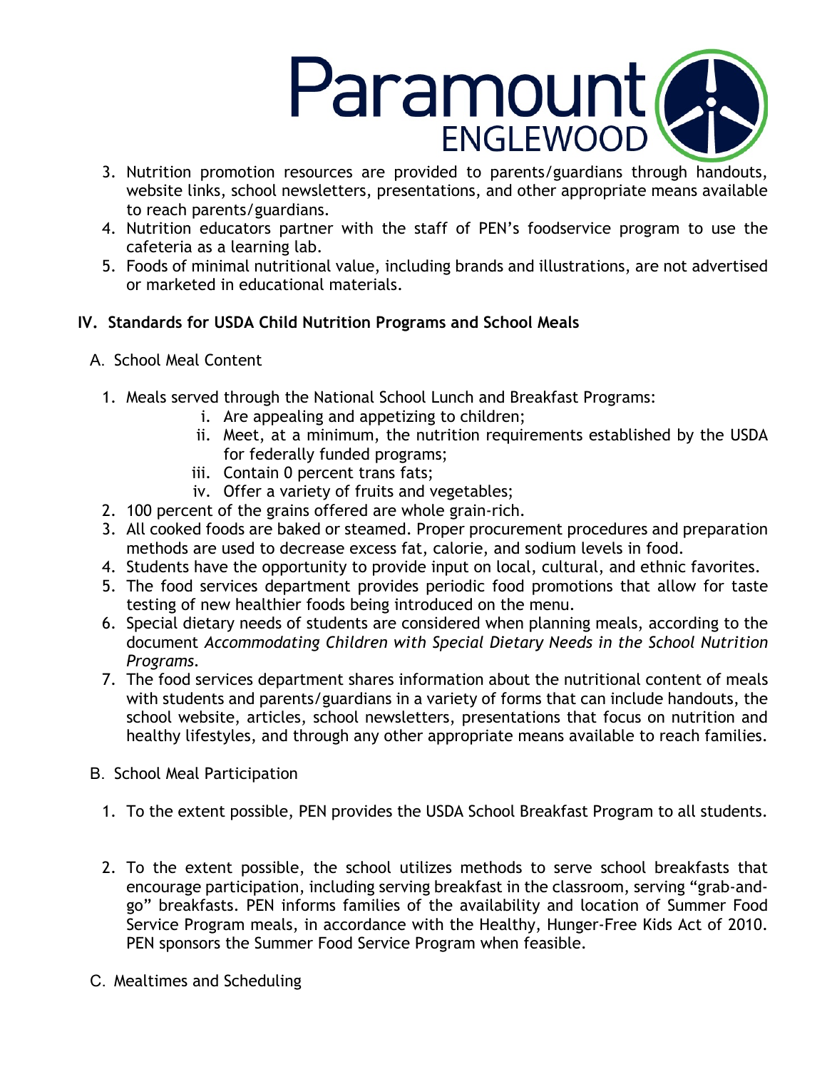3. Nutrition promotion resources are provided to parents/guardians through handouts, website links, school newsletters, presentations, and other appropriate means available to reach parents/guardians.
4. Nutrition educators partner with the staff of PEN's foodservice program to use the cafeteria as a learning lab.
5. Foods of minimal nutritional value, including brands and illustrations, are not advertised or marketed in educational materials.

## IV. Standards for USDA Child Nutrition Programs and School Meals

### A. School Meal Content

1. Meals served through the National School Lunch and Breakfast Programs:
   i. Are appealing and appetizing to children;
   ii. Meet, at a minimum, the nutrition requirements established by the USDA for federally funded programs;
   iii. Contain 0 percent trans fats;
   iv. Offer a variety of fruits and vegetables;
2. 100 percent of the grains offered are whole grain-rich.
3. All cooked foods are baked or steamed. Proper procurement procedures and preparation methods are used to decrease excess fat, calorie, and sodium levels in food.
4. Students have the opportunity to provide input on local, cultural, and ethnic favorites.
5. The food services department provides periodic food promotions that allow for taste testing of new healthier foods being introduced on the menu.
6. Special dietary needs of students are considered when planning meals, according to the document *Accommodating Children with Special Dietary Needs in the School Nutrition Programs*.
7. The food services department shares information about the nutritional content of meals with students and parents/guardians in a variety of forms that can include handouts, the school website, articles, school newsletters, presentations that focus on nutrition and healthy lifestyles, and through any other appropriate means available to reach families.

### B. School Meal Participation

1. To the extent possible, PEN provides the USDA School Breakfast Program to all students.
2. To the extent possible, the school utilizes methods to serve school breakfasts that encourage participation, including serving breakfast in the classroom, serving "grab-and-go" breakfasts. PEN informs families of the availability and location of Summer Food Service Program meals, in accordance with the Healthy, Hunger-Free Kids Act of 2010. PEN sponsors the Summer Food Service Program when feasible.

### C. Mealtimes and Scheduling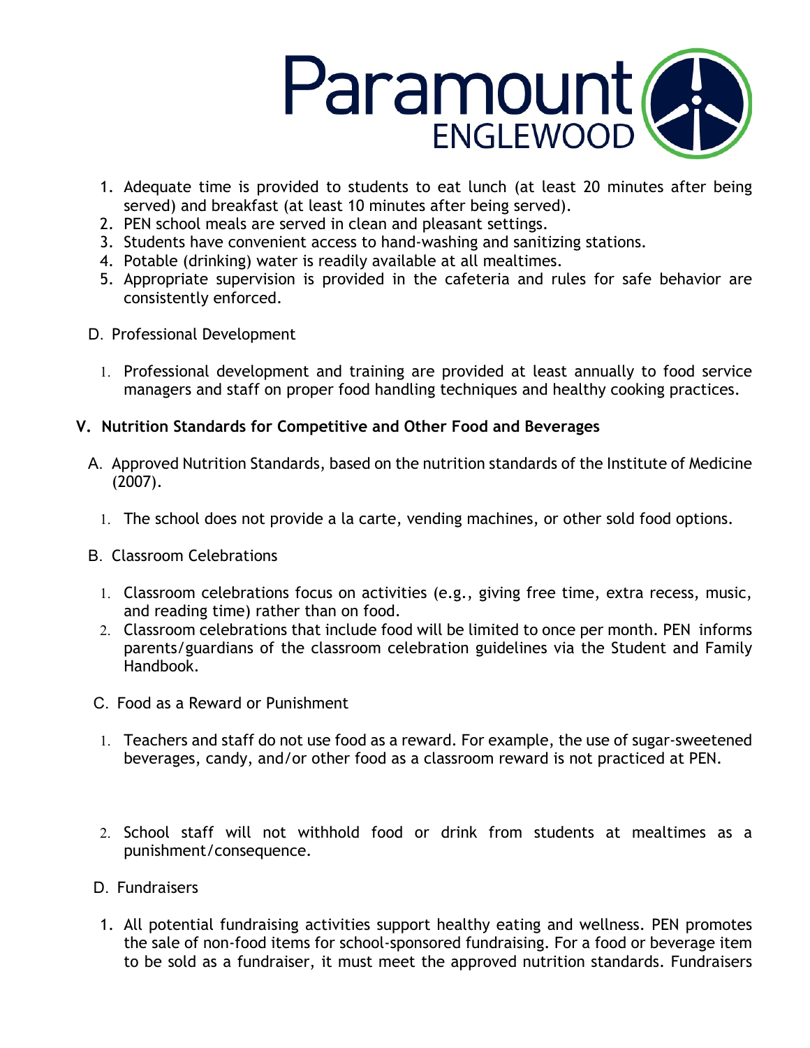1. Adequate time is provided to students to eat lunch (at least 20 minutes after being served) and breakfast (at least 10 minutes after being served).
2. PEN school meals are served in clean and pleasant settings.
3. Students have convenient access to hand-washing and sanitizing stations.
4. Potable (drinking) water is readily available at all mealtimes.
5. Appropriate supervision is provided in the cafeteria and rules for safe behavior are consistently enforced.

D. Professional Development

1. Professional development and training are provided at least annually to food service managers and staff on proper food handling techniques and healthy cooking practices.

**V. Nutrition Standards for Competitive and Other Food and Beverages**

A. Approved Nutrition Standards, based on the nutrition standards of the Institute of Medicine (2007).

1. The school does not provide a la carte, vending machines, or other sold food options.

B. Classroom Celebrations

1. Classroom celebrations focus on activities (e.g., giving free time, extra recess, music, and reading time) rather than on food.
2. Classroom celebrations that include food will be limited to once per month. PEN informs parents/guardians of the classroom celebration guidelines via the Student and Family Handbook.

C. Food as a Reward or Punishment

1. Teachers and staff do not use food as a reward. For example, the use of sugar-sweetened beverages, candy, and/or other food as a classroom reward is not practiced at PEN.
2. School staff will not withhold food or drink from students at mealtimes as a punishment/consequence.

D. Fundraisers

1. All potential fundraising activities support healthy eating and wellness. PEN promotes the sale of non-food items for school-sponsored fundraising. For a food or beverage item to be sold as a fundraiser, it must meet the approved nutrition standards. Fundraisers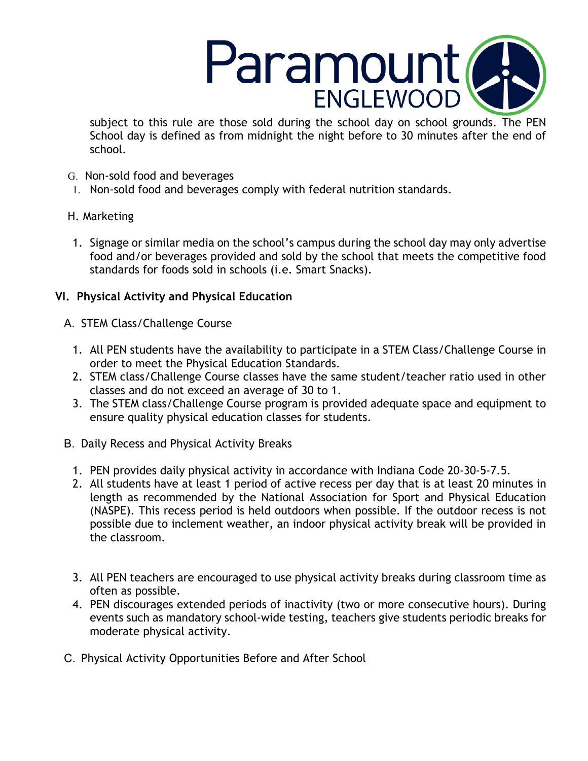subject to this rule are those sold during the school day on school grounds. The PEN School day is defined as from midnight the night before to 30 minutes after the end of school.

G. Non-sold food and beverages

1. Non-sold food and beverages comply with federal nutrition standards.

H. Marketing

1. Signage or similar media on the school's campus during the school day may only advertise food and/or beverages provided and sold by the school that meets the competitive food standards for foods sold in schools (i.e. Smart Snacks).

## VI. Physical Activity and Physical Education

A. STEM Class/Challenge Course

1. All PEN students have the availability to participate in a STEM Class/Challenge Course in order to meet the Physical Education Standards.
2. STEM class/Challenge Course classes have the same student/teacher ratio used in other classes and do not exceed an average of 30 to 1.
3. The STEM class/Challenge Course program is provided adequate space and equipment to ensure quality physical education classes for students.

B. Daily Recess and Physical Activity Breaks

1. PEN provides daily physical activity in accordance with Indiana Code 20-30-5-7.5.
2. All students have at least 1 period of active recess per day that is at least 20 minutes in length as recommended by the National Association for Sport and Physical Education (NASPE). This recess period is held outdoors when possible. If the outdoor recess is not possible due to inclement weather, an indoor physical activity break will be provided in the classroom.
3. All PEN teachers are encouraged to use physical activity breaks during classroom time as often as possible.
4. PEN discourages extended periods of inactivity (two or more consecutive hours). During events such as mandatory school-wide testing, teachers give students periodic breaks for moderate physical activity.

C. Physical Activity Opportunities Before and After School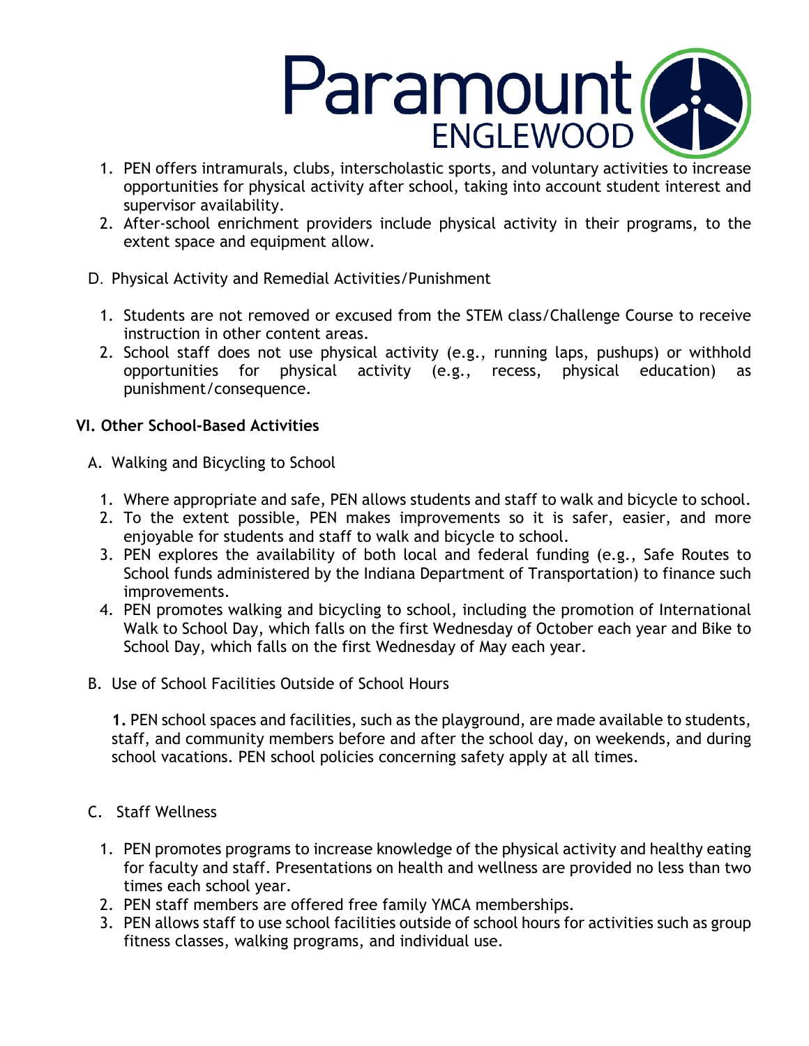1. PEN offers intramurals, clubs, interscholastic sports, and voluntary activities to increase opportunities for physical activity after school, taking into account student interest and supervisor availability.
2. After-school enrichment providers include physical activity in their programs, to the extent space and equipment allow.

D. Physical Activity and Remedial Activities/Punishment

1. Students are not removed or excused from the STEM class/Challenge Course to receive instruction in other content areas.
2. School staff does not use physical activity (e.g., running laps, pushups) or withhold opportunities for physical activity (e.g., recess, physical education) as punishment/consequence.

## VI. Other School-Based Activities

A. Walking and Bicycling to School

1. Where appropriate and safe, PEN allows students and staff to walk and bicycle to school.
2. To the extent possible, PEN makes improvements so it is safer, easier, and more enjoyable for students and staff to walk and bicycle to school.
3. PEN explores the availability of both local and federal funding (e.g., Safe Routes to School funds administered by the Indiana Department of Transportation) to finance such improvements.
4. PEN promotes walking and bicycling to school, including the promotion of International Walk to School Day, which falls on the first Wednesday of October each year and Bike to School Day, which falls on the first Wednesday of May each year.

B. Use of School Facilities Outside of School Hours

**1.** PEN school spaces and facilities, such as the playground, are made available to students, staff, and community members before and after the school day, on weekends, and during school vacations. PEN school policies concerning safety apply at all times.

C. Staff Wellness

1. PEN promotes programs to increase knowledge of the physical activity and healthy eating for faculty and staff. Presentations on health and wellness are provided no less than two times each school year.
2. PEN staff members are offered free family YMCA memberships.
3. PEN allows staff to use school facilities outside of school hours for activities such as group fitness classes, walking programs, and individual use.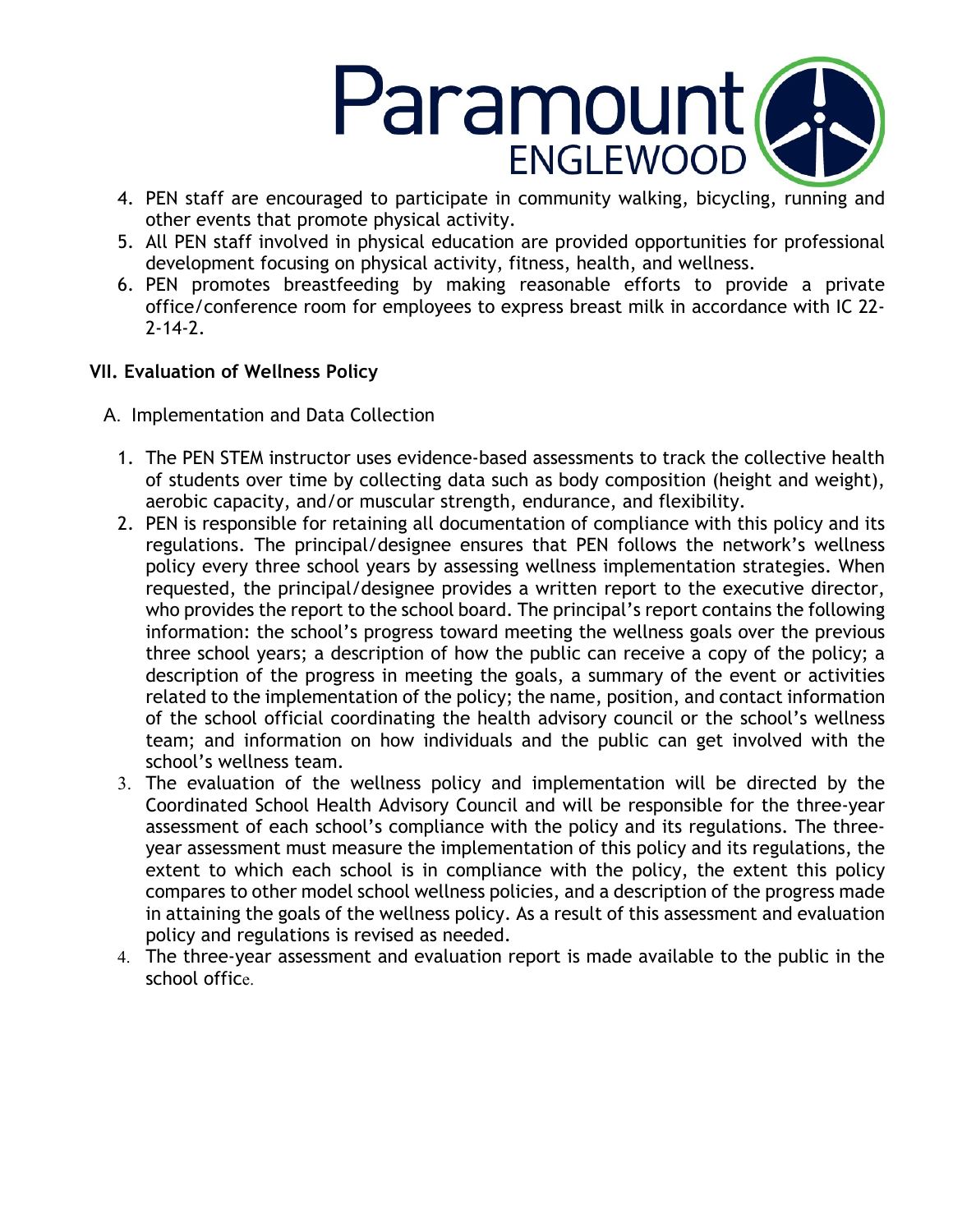4. PEN staff are encouraged to participate in community walking, bicycling, running and other events that promote physical activity.
5. All PEN staff involved in physical education are provided opportunities for professional development focusing on physical activity, fitness, health, and wellness.
6. PEN promotes breastfeeding by making reasonable efforts to provide a private office/conference room for employees to express breast milk in accordance with IC 22-2-14-2.

**VII. Evaluation of Wellness Policy**

A. Implementation and Data Collection

1. The PEN STEM instructor uses evidence-based assessments to track the collective health of students over time by collecting data such as body composition (height and weight), aerobic capacity, and/or muscular strength, endurance, and flexibility.
2. PEN is responsible for retaining all documentation of compliance with this policy and its regulations. The principal/designee ensures that PEN follows the network's wellness policy every three school years by assessing wellness implementation strategies. When requested, the principal/designee provides a written report to the executive director, who provides the report to the school board. The principal's report contains the following information: the school's progress toward meeting the wellness goals over the previous three school years; a description of how the public can receive a copy of the policy; a description of the progress in meeting the goals, a summary of the event or activities related to the implementation of the policy; the name, position, and contact information of the school official coordinating the health advisory council or the school's wellness team; and information on how individuals and the public can get involved with the school's wellness team.
3. The evaluation of the wellness policy and implementation will be directed by the Coordinated School Health Advisory Council and will be responsible for the three-year assessment of each school's compliance with the policy and its regulations. The three-year assessment must measure the implementation of this policy and its regulations, the extent to which each school is in compliance with the policy, the extent this policy compares to other model school wellness policies, and a description of the progress made in attaining the goals of the wellness policy. As a result of this assessment and evaluation policy and regulations is revised as needed.
4. The three-year assessment and evaluation report is made available to the public in the school office.